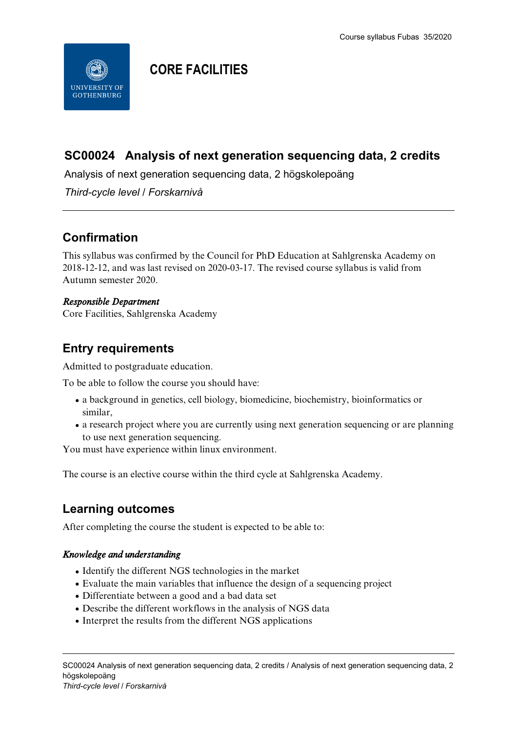# CORE FACILITIES

## SC00024 Analysis of next generation sequencing data, 2 credits

Analysis of next generation sequencing data, 2 högskolepoäng

*Third-cycle level / Forskarnivå*

## Confirmation

This syllabus was confirmed by the Council for PhD Education at Sahlgrenska Academy on 2018-12-12, and was last revised on 2020-03-17. The revised course syllabus is valid from Autumn semester 2020.

*Responsible Department*
Core Facilities, Sahlgrenska Academy

## Entry requirements

Admitted to postgraduate education.

To be able to follow the course you should have:

- a background in genetics, cell biology, biomedicine, biochemistry, bioinformatics or similar,
- a research project where you are currently using next generation sequencing or are planning to use next generation sequencing.

You must have experience within linux environment.

The course is an elective course within the third cycle at Sahlgrenska Academy.

## Learning outcomes

After completing the course the student is expected to be able to:

### *Knowledge and understanding*

- Identify the different NGS technologies in the market
- Evaluate the main variables that influence the design of a sequencing project
- Differentiate between a good and a bad data set
- Describe the different workflows in the analysis of NGS data
- Interpret the results from the different NGS applications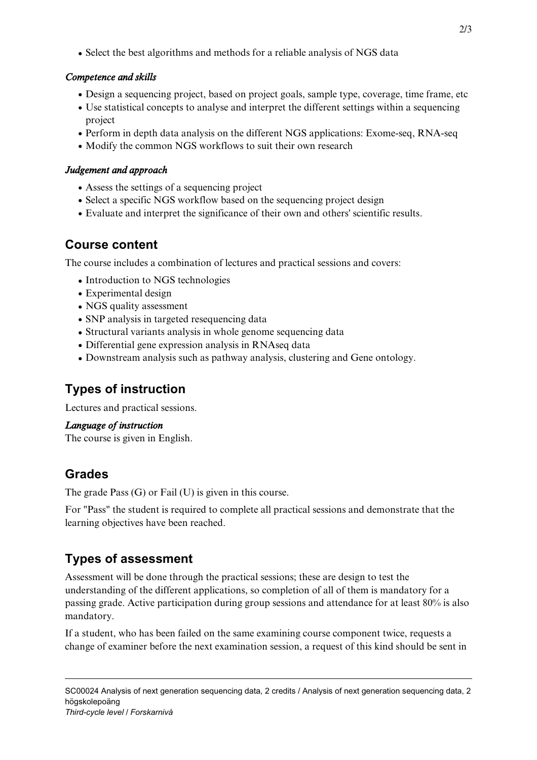- Select the best algorithms and methods for a reliable analysis of NGS data

### *Competence and skills*

- Design a sequencing project, based on project goals, sample type, coverage, time frame, etc
- Use statistical concepts to analyse and interpret the different settings within a sequencing project
- Perform in depth data analysis on the different NGS applications: Exome-seq, RNA-seq
- Modify the common NGS workflows to suit their own research

### *Judgement and approach*

- Assess the settings of a sequencing project
- Select a specific NGS workflow based on the sequencing project design
- Evaluate and interpret the significance of their own and others' scientific results.

## Course content

The course includes a combination of lectures and practical sessions and covers:

- Introduction to NGS technologies
- Experimental design
- NGS quality assessment
- SNP analysis in targeted resequencing data
- Structural variants analysis in whole genome sequencing data
- Differential gene expression analysis in RNAseq data
- Downstream analysis such as pathway analysis, clustering and Gene ontology.

## Types of instruction

Lectures and practical sessions.

### *Language of instruction*

The course is given in English.

## Grades

The grade Pass (G) or Fail (U) is given in this course.

For "Pass" the student is required to complete all practical sessions and demonstrate that the learning objectives have been reached.

## Types of assessment

Assessment will be done through the practical sessions; these are design to test the understanding of the different applications, so completion of all of them is mandatory for a passing grade. Active participation during group sessions and attendance for at least 80% is also mandatory.

If a student, who has been failed on the same examining course component twice, requests a change of examiner before the next examination session, a request of this kind should be sent in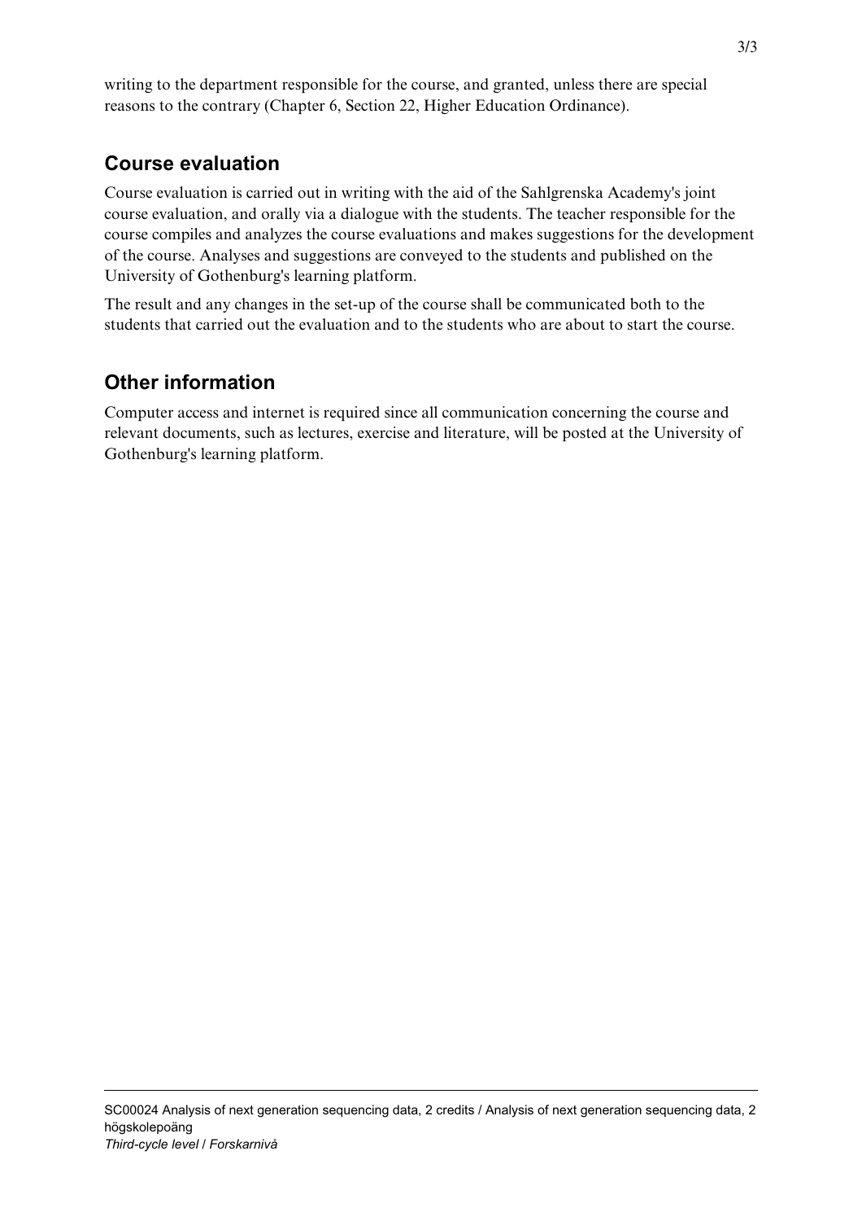writing to the department responsible for the course, and granted, unless there are special reasons to the contrary (Chapter 6, Section 22, Higher Education Ordinance).

## Course evaluation

Course evaluation is carried out in writing with the aid of the Sahlgrenska Academy's joint course evaluation, and orally via a dialogue with the students. The teacher responsible for the course compiles and analyzes the course evaluations and makes suggestions for the development of the course. Analyses and suggestions are conveyed to the students and published on the University of Gothenburg's learning platform.

The result and any changes in the set-up of the course shall be communicated both to the students that carried out the evaluation and to the students who are about to start the course.

## Other information

Computer access and internet is required since all communication concerning the course and relevant documents, such as lectures, exercise and literature, will be posted at the University of Gothenburg's learning platform.